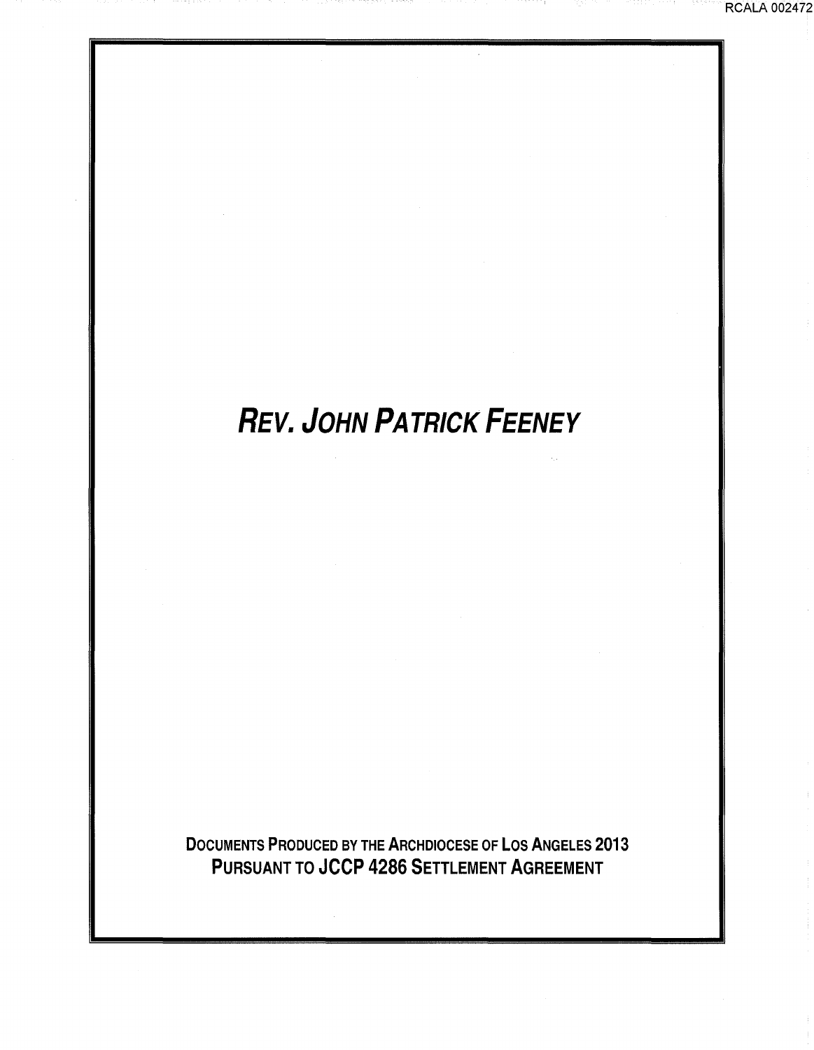# *REV. JOHN PATRICK FEENEY*

**DOCUMENTS PRODUCED BY THE ARCHDIOCESE OF LOS ANGELES 2013**
**PURSUANT TO JCCP 4286 SETTLEMENT AGREEMENT**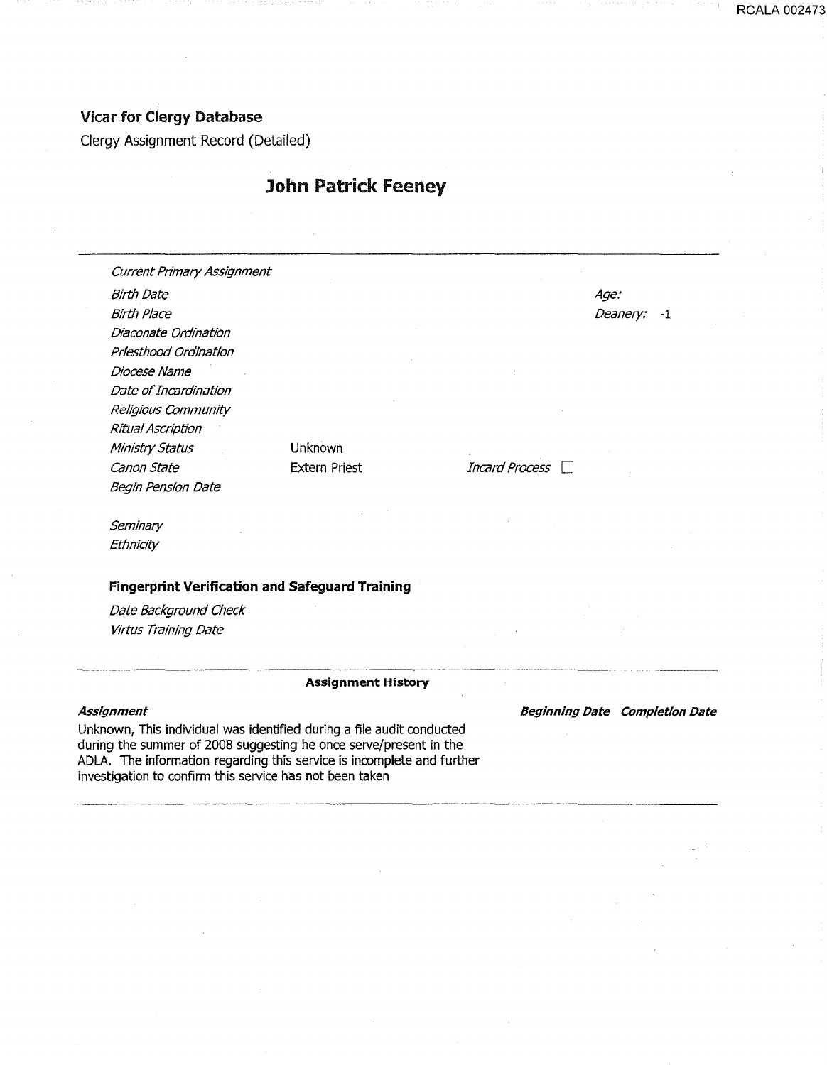**Vicar for Clergy Database**

Clergy Assignment Record (Detailed)

# John Patrick Feeney

| | | | |
|---|---|---|---|
| *Current Primary Assignment* | | | |
| *Birth Date* | | | *Age:* |
| *Birth Place* | | | *Deanery:* -1 |
| *Diaconate Ordination* | | | |
| *Priesthood Ordination* | | | |
| *Diocese Name* | | | |
| *Date of Incardination* | | | |
| *Religious Community* | | | |
| *Ritual Ascription* | | | |
| *Ministry Status* | Unknown | | |
| *Canon State* | Extern Priest | *Incard Process* ☐ | |
| *Begin Pension Date* | | | |

*Seminary*

*Ethnicity*

**Fingerprint Verification and Safeguard Training**

*Date Background Check*

*Virtus Training Date*

**Assignment History**

| ***Assignment*** | ***Beginning Date*** | ***Completion Date*** |
|---|---|---|
| Unknown, This individual was identified during a file audit conducted during the summer of 2008 suggesting he once serve/present in the ADLA. The information regarding this service is incomplete and further investigation to confirm this service has not been taken | | |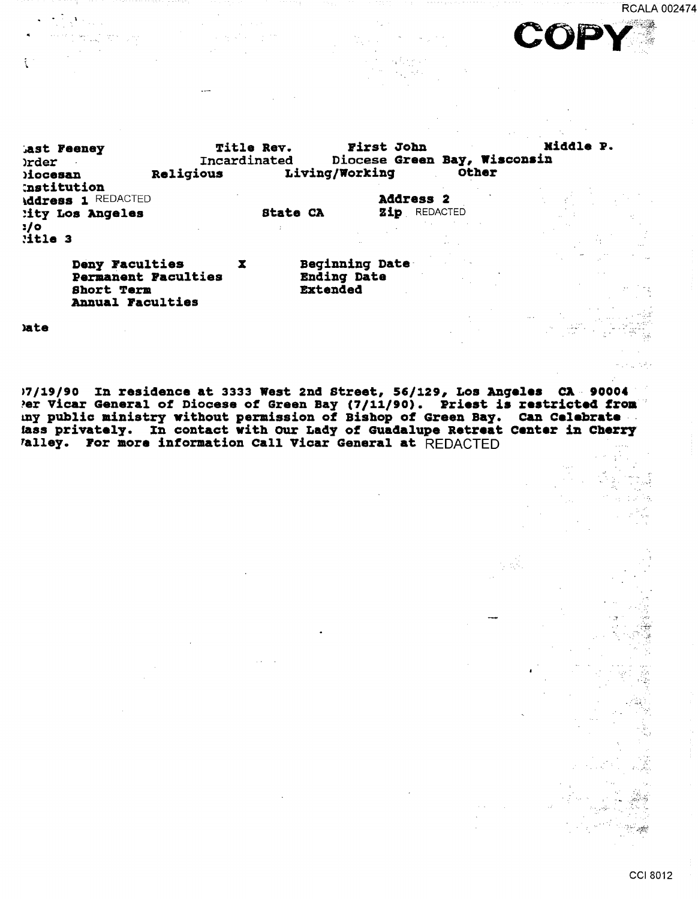COPY

Last Feeney Title Rev. First John Middle P.
Order Incardinated Diocese Green Bay, Wisconsin
Diocesan Religious Living/Working Other
Institution
Address 1 REDACTED Address 2
City Los Angeles State CA Zip REDACTED
c/o
Title 3

| | | |
|---|---|---|
| Deny Faculties | X | Beginning Date |
| Permanent Faculties | | Ending Date |
| Short Term | | Extended |
| Annual Faculties | | |

Date

07/19/90 In residence at 3333 West 2nd Street, 56/129, Los Angeles CA 90004 Per Vicar General of Diocese of Green Bay (7/11/90). Priest is restricted from any public ministry without permission of Bishop of Green Bay. Can Celebrate Mass privately. In contact with Our Lady of Guadalupe Retreat Center in Cherry Valley. For more information Call Vicar General at REDACTED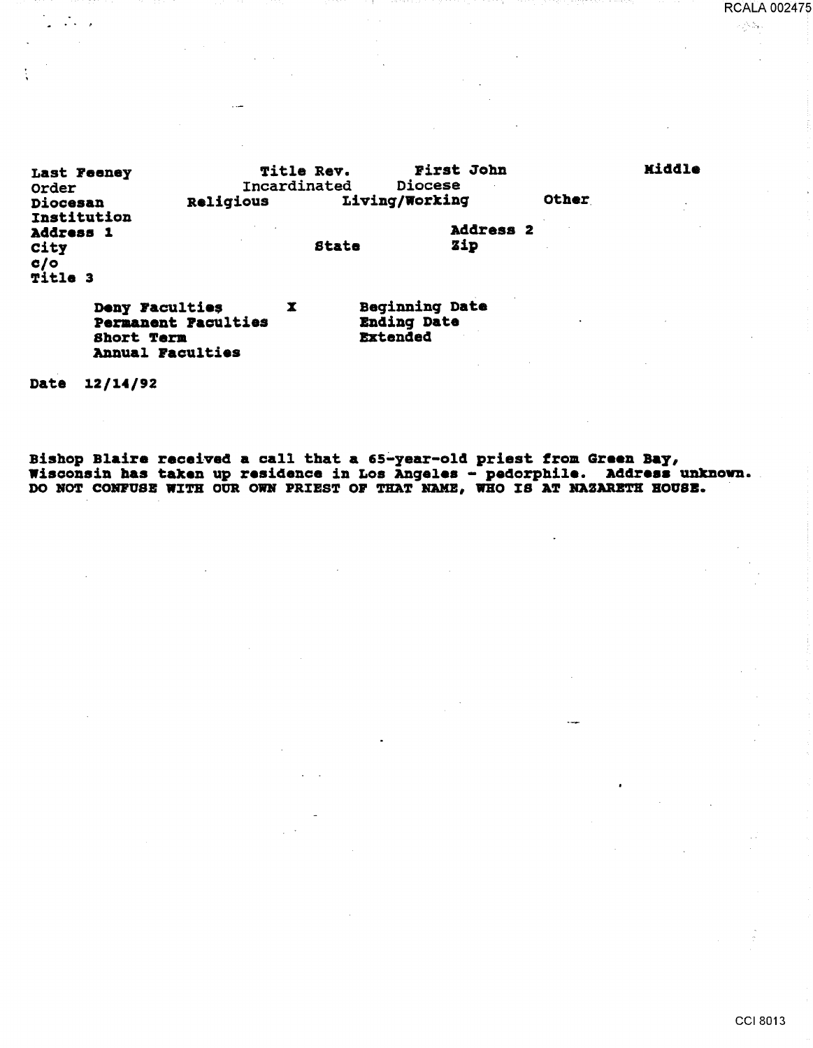Last Feeney Title Rev. First John Middle
Order Incardinated Diocese
Diocesan Religious Living/Working Other
Institution
Address 1 Address 2
City State Zip
c/o
Title 3

Deny Faculties X Beginning Date
Permanent Faculties Ending Date
Short Term Extended
Annual Faculties

Date 12/14/92

Bishop Blaire received a call that a 65-year-old priest from Green Bay, Wisconsin has taken up residence in Los Angeles - pedorphile. Address unknown. DO NOT CONFUSE WITH OUR OWN PRIEST OF THAT NAME, WHO IS AT NAZARETH HOUSE.

RCALA 002475

CCI 8013